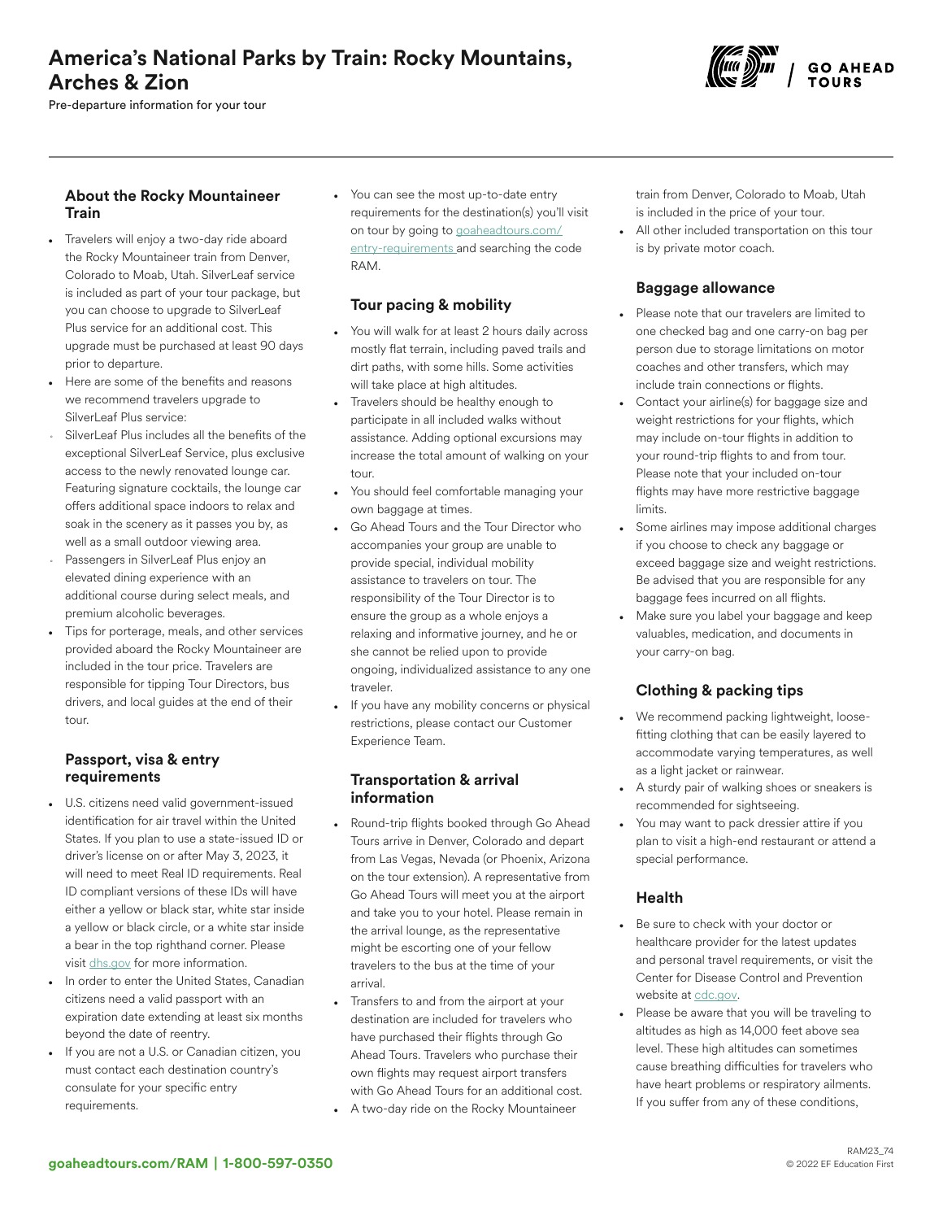# America's National Parks by Train: Rocky Mountains, Arches & Zion

Pre-departure information for your tour

### About the Rocky Mountaineer Train

- Travelers will enjoy a two-day ride aboard the Rocky Mountaineer train from Denver, Colorado to Moab, Utah. SilverLeaf service is included as part of your tour package, but you can choose to upgrade to SilverLeaf Plus service for an additional cost. This upgrade must be purchased at least 90 days prior to departure.
- Here are some of the benefits and reasons we recommend travelers upgrade to SilverLeaf Plus service:
  - SilverLeaf Plus includes all the benefits of the exceptional SilverLeaf Service, plus exclusive access to the newly renovated lounge car. Featuring signature cocktails, the lounge car offers additional space indoors to relax and soak in the scenery as it passes you by, as well as a small outdoor viewing area.
  - Passengers in SilverLeaf Plus enjoy an elevated dining experience with an additional course during select meals, and premium alcoholic beverages.
- Tips for porterage, meals, and other services provided aboard the Rocky Mountaineer are included in the tour price. Travelers are responsible for tipping Tour Directors, bus drivers, and local guides at the end of their tour.

### Passport, visa & entry requirements

- U.S. citizens need valid government-issued identification for air travel within the United States. If you plan to use a state-issued ID or driver's license on or after May 3, 2023, it will need to meet Real ID requirements. Real ID compliant versions of these IDs will have either a yellow or black star, white star inside a yellow or black circle, or a white star inside a bear in the top righthand corner. Please visit dhs.gov for more information.
- In order to enter the United States, Canadian citizens need a valid passport with an expiration date extending at least six months beyond the date of reentry.
- If you are not a U.S. or Canadian citizen, you must contact each destination country's consulate for your specific entry requirements.
- You can see the most up-to-date entry requirements for the destination(s) you'll visit on tour by going to goaheadtours.com/entry-requirements and searching the code RAM.

### Tour pacing & mobility

- You will walk for at least 2 hours daily across mostly flat terrain, including paved trails and dirt paths, with some hills. Some activities will take place at high altitudes.
- Travelers should be healthy enough to participate in all included walks without assistance. Adding optional excursions may increase the total amount of walking on your tour.
- You should feel comfortable managing your own baggage at times.
- Go Ahead Tours and the Tour Director who accompanies your group are unable to provide special, individual mobility assistance to travelers on tour. The responsibility of the Tour Director is to ensure the group as a whole enjoys a relaxing and informative journey, and he or she cannot be relied upon to provide ongoing, individualized assistance to any one traveler.
- If you have any mobility concerns or physical restrictions, please contact our Customer Experience Team.

### Transportation & arrival information

- Round-trip flights booked through Go Ahead Tours arrive in Denver, Colorado and depart from Las Vegas, Nevada (or Phoenix, Arizona on the tour extension). A representative from Go Ahead Tours will meet you at the airport and take you to your hotel. Please remain in the arrival lounge, as the representative might be escorting one of your fellow travelers to the bus at the time of your arrival.
- Transfers to and from the airport at your destination are included for travelers who have purchased their flights through Go Ahead Tours. Travelers who purchase their own flights may request airport transfers with Go Ahead Tours for an additional cost.
- A two-day ride on the Rocky Mountaineer train from Denver, Colorado to Moab, Utah is included in the price of your tour.
- All other included transportation on this tour is by private motor coach.

### Baggage allowance

- Please note that our travelers are limited to one checked bag and one carry-on bag per person due to storage limitations on motor coaches and other transfers, which may include train connections or flights.
- Contact your airline(s) for baggage size and weight restrictions for your flights, which may include on-tour flights in addition to your round-trip flights to and from tour. Please note that your included on-tour flights may have more restrictive baggage limits.
- Some airlines may impose additional charges if you choose to check any baggage or exceed baggage size and weight restrictions. Be advised that you are responsible for any baggage fees incurred on all flights.
- Make sure you label your baggage and keep valuables, medication, and documents in your carry-on bag.

### Clothing & packing tips

- We recommend packing lightweight, loose-fitting clothing that can be easily layered to accommodate varying temperatures, as well as a light jacket or rainwear.
- A sturdy pair of walking shoes or sneakers is recommended for sightseeing.
- You may want to pack dressier attire if you plan to visit a high-end restaurant or attend a special performance.

### Health

- Be sure to check with your doctor or healthcare provider for the latest updates and personal travel requirements, or visit the Center for Disease Control and Prevention website at cdc.gov.
- Please be aware that you will be traveling to altitudes as high as 14,000 feet above sea level. These high altitudes can sometimes cause breathing difficulties for travelers who have heart problems or respiratory ailments. If you suffer from any of these conditions,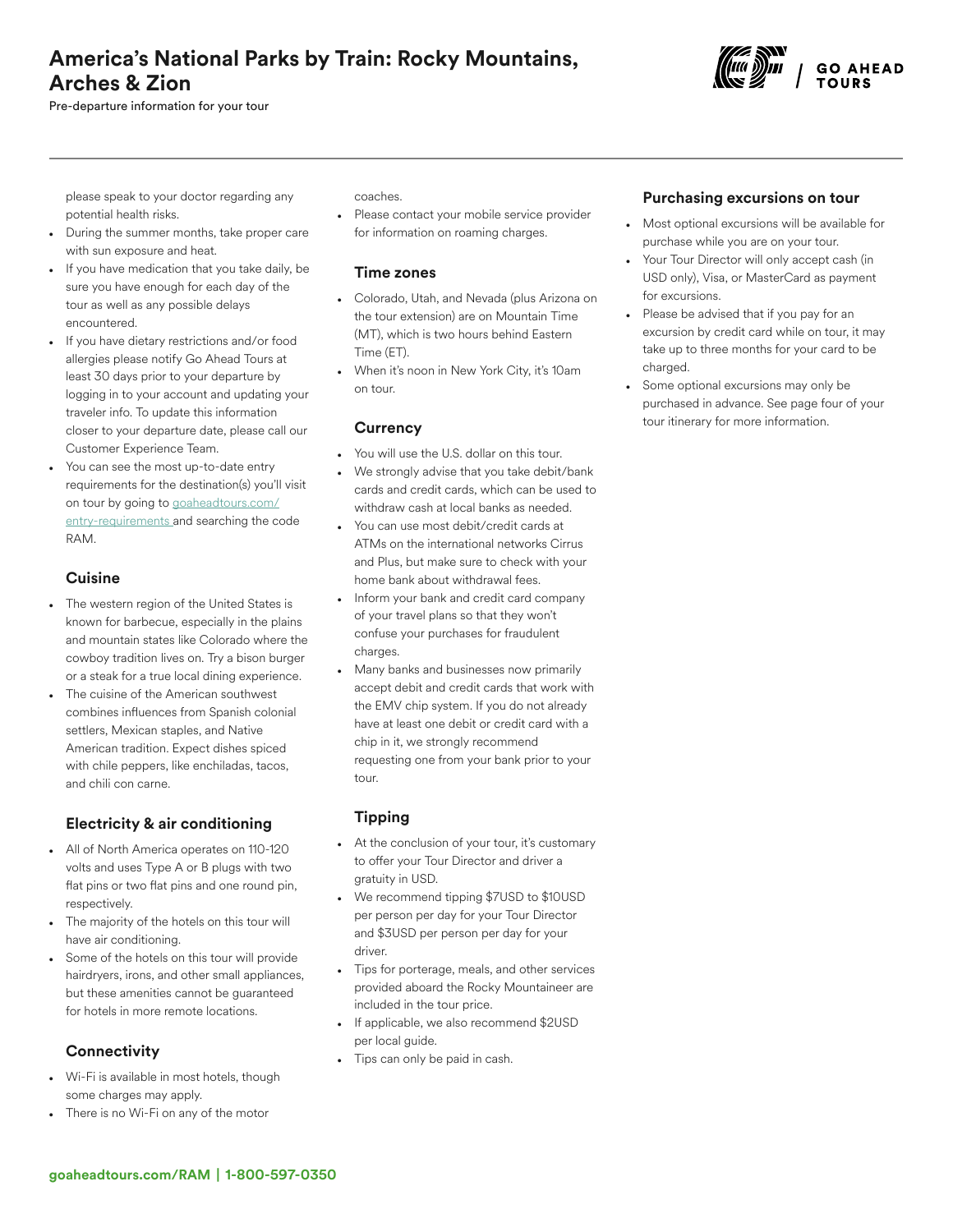- please speak to your doctor regarding any potential health risks.
- During the summer months, take proper care with sun exposure and heat.
- If you have medication that you take daily, be sure you have enough for each day of the tour as well as any possible delays encountered.
- If you have dietary restrictions and/or food allergies please notify Go Ahead Tours at least 30 days prior to your departure by logging in to your account and updating your traveler info. To update this information closer to your departure date, please call our Customer Experience Team.
- You can see the most up-to-date entry requirements for the destination(s) you'll visit on tour by going to [goaheadtours.com/entry-requirements](goaheadtours.com/entry-requirements) and searching the code RAM.

### Cuisine

- The western region of the United States is known for barbecue, especially in the plains and mountain states like Colorado where the cowboy tradition lives on. Try a bison burger or a steak for a true local dining experience.
- The cuisine of the American southwest combines influences from Spanish colonial settlers, Mexican staples, and Native American tradition. Expect dishes spiced with chile peppers, like enchiladas, tacos, and chili con carne.

### Electricity & air conditioning

- All of North America operates on 110-120 volts and uses Type A or B plugs with two flat pins or two flat pins and one round pin, respectively.
- The majority of the hotels on this tour will have air conditioning.
- Some of the hotels on this tour will provide hairdryers, irons, and other small appliances, but these amenities cannot be guaranteed for hotels in more remote locations.

### Connectivity

- Wi-Fi is available in most hotels, though some charges may apply.
- There is no Wi-Fi on any of the motor coaches.
- Please contact your mobile service provider for information on roaming charges.

### Time zones

- Colorado, Utah, and Nevada (plus Arizona on the tour extension) are on Mountain Time (MT), which is two hours behind Eastern Time (ET).
- When it's noon in New York City, it's 10am on tour.

### Currency

- You will use the U.S. dollar on this tour.
- We strongly advise that you take debit/bank cards and credit cards, which can be used to withdraw cash at local banks as needed.
- You can use most debit/credit cards at ATMs on the international networks Cirrus and Plus, but make sure to check with your home bank about withdrawal fees.
- Inform your bank and credit card company of your travel plans so that they won't confuse your purchases for fraudulent charges.
- Many banks and businesses now primarily accept debit and credit cards that work with the EMV chip system. If you do not already have at least one debit or credit card with a chip in it, we strongly recommend requesting one from your bank prior to your tour.

### Tipping

- At the conclusion of your tour, it's customary to offer your Tour Director and driver a gratuity in USD.
- We recommend tipping $7USD to $10USD per person per day for your Tour Director and $3USD per person per day for your driver.
- Tips for porterage, meals, and other services provided aboard the Rocky Mountaineer are included in the tour price.
- If applicable, we also recommend $2USD per local guide.
- Tips can only be paid in cash.

### Purchasing excursions on tour

- Most optional excursions will be available for purchase while you are on your tour.
- Your Tour Director will only accept cash (in USD only), Visa, or MasterCard as payment for excursions.
- Please be advised that if you pay for an excursion by credit card while on tour, it may take up to three months for your card to be charged.
- Some optional excursions may only be purchased in advance. See page four of your tour itinerary for more information.